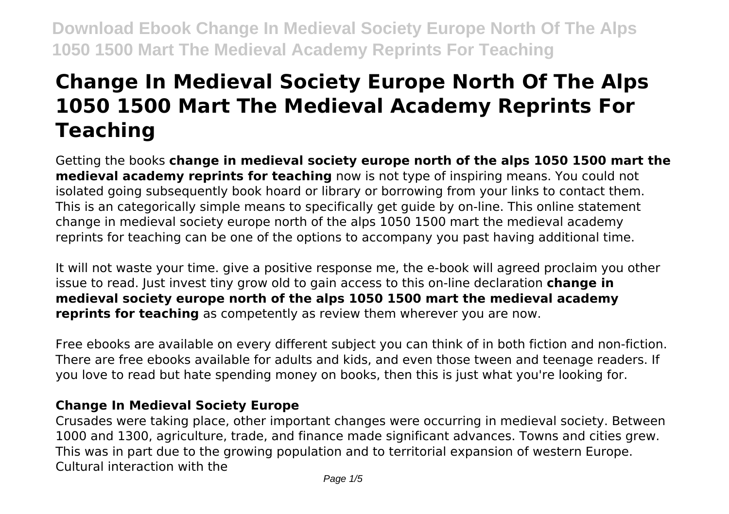# Change In Medieval Society Europe North Of The Alps 1050 1500 Mart The Medieval Academy Reprints For Teaching

Getting the books **change in medieval society europe north of the alps 1050 1500 mart the medieval academy reprints for teaching** now is not type of inspiring means. You could not isolated going subsequently book hoard or library or borrowing from your links to contact them. This is an categorically simple means to specifically get guide by on-line. This online statement change in medieval society europe north of the alps 1050 1500 mart the medieval academy reprints for teaching can be one of the options to accompany you past having additional time.

It will not waste your time. give a positive response me, the e-book will agreed proclaim you other issue to read. Just invest tiny grow old to gain access to this on-line declaration **change in medieval society europe north of the alps 1050 1500 mart the medieval academy reprints for teaching** as competently as review them wherever you are now.

Free ebooks are available on every different subject you can think of in both fiction and non-fiction. There are free ebooks available for adults and kids, and even those tween and teenage readers. If you love to read but hate spending money on books, then this is just what you're looking for.

## Change In Medieval Society Europe

Crusades were taking place, other important changes were occurring in medieval society. Between 1000 and 1300, agriculture, trade, and finance made significant advances. Towns and cities grew. This was in part due to the growing population and to territorial expansion of western Europe. Cultural interaction with the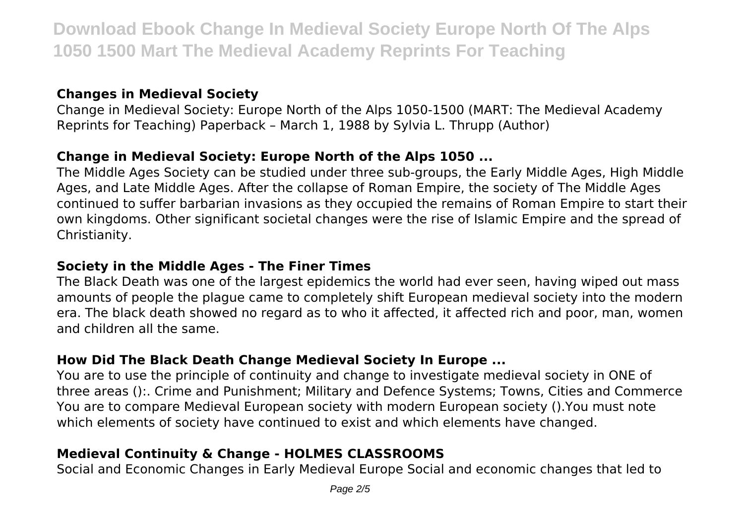### Changes in Medieval Society

Change in Medieval Society: Europe North of the Alps 1050-1500 (MART: The Medieval Academy Reprints for Teaching) Paperback – March 1, 1988 by Sylvia L. Thrupp (Author)

### Change in Medieval Society: Europe North of the Alps 1050 ...

The Middle Ages Society can be studied under three sub-groups, the Early Middle Ages, High Middle Ages, and Late Middle Ages. After the collapse of Roman Empire, the society of The Middle Ages continued to suffer barbarian invasions as they occupied the remains of Roman Empire to start their own kingdoms. Other significant societal changes were the rise of Islamic Empire and the spread of Christianity.

### Society in the Middle Ages - The Finer Times

The Black Death was one of the largest epidemics the world had ever seen, having wiped out mass amounts of people the plague came to completely shift European medieval society into the modern era. The black death showed no regard as to who it affected, it affected rich and poor, man, women and children all the same.

### How Did The Black Death Change Medieval Society In Europe ...

You are to use the principle of continuity and change to investigate medieval society in ONE of three areas ():. Crime and Punishment; Military and Defence Systems; Towns, Cities and Commerce You are to compare Medieval European society with modern European society ().You must note which elements of society have continued to exist and which elements have changed.

### Medieval Continuity & Change - HOLMES CLASSROOMS

Social and Economic Changes in Early Medieval Europe Social and economic changes that led to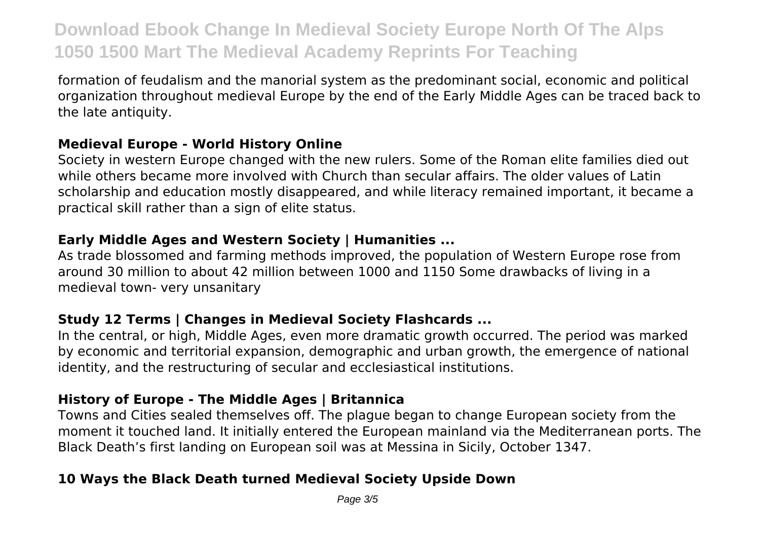formation of feudalism and the manorial system as the predominant social, economic and political organization throughout medieval Europe by the end of the Early Middle Ages can be traced back to the late antiquity.

### Medieval Europe - World History Online

Society in western Europe changed with the new rulers. Some of the Roman elite families died out while others became more involved with Church than secular affairs. The older values of Latin scholarship and education mostly disappeared, and while literacy remained important, it became a practical skill rather than a sign of elite status.

### Early Middle Ages and Western Society | Humanities ...

As trade blossomed and farming methods improved, the population of Western Europe rose from around 30 million to about 42 million between 1000 and 1150 Some drawbacks of living in a medieval town- very unsanitary

### Study 12 Terms | Changes in Medieval Society Flashcards ...

In the central, or high, Middle Ages, even more dramatic growth occurred. The period was marked by economic and territorial expansion, demographic and urban growth, the emergence of national identity, and the restructuring of secular and ecclesiastical institutions.

### History of Europe - The Middle Ages | Britannica

Towns and Cities sealed themselves off. The plague began to change European society from the moment it touched land. It initially entered the European mainland via the Mediterranean ports. The Black Death's first landing on European soil was at Messina in Sicily, October 1347.

### 10 Ways the Black Death turned Medieval Society Upside Down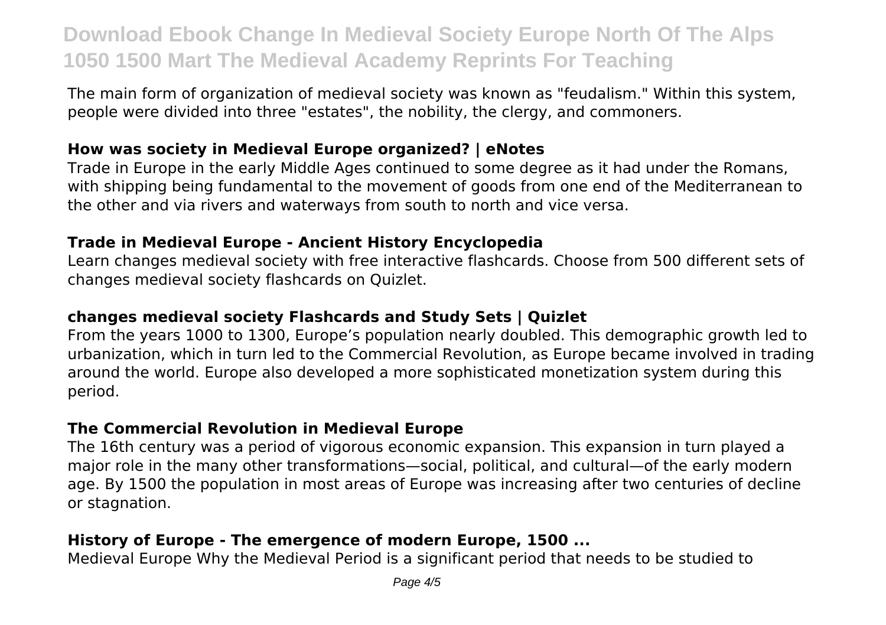The main form of organization of medieval society was known as "feudalism." Within this system, people were divided into three "estates", the nobility, the clergy, and commoners.

### How was society in Medieval Europe organized? | eNotes

Trade in Europe in the early Middle Ages continued to some degree as it had under the Romans, with shipping being fundamental to the movement of goods from one end of the Mediterranean to the other and via rivers and waterways from south to north and vice versa.

### Trade in Medieval Europe - Ancient History Encyclopedia

Learn changes medieval society with free interactive flashcards. Choose from 500 different sets of changes medieval society flashcards on Quizlet.

### changes medieval society Flashcards and Study Sets | Quizlet

From the years 1000 to 1300, Europe's population nearly doubled. This demographic growth led to urbanization, which in turn led to the Commercial Revolution, as Europe became involved in trading around the world. Europe also developed a more sophisticated monetization system during this period.

### The Commercial Revolution in Medieval Europe

The 16th century was a period of vigorous economic expansion. This expansion in turn played a major role in the many other transformations—social, political, and cultural—of the early modern age. By 1500 the population in most areas of Europe was increasing after two centuries of decline or stagnation.

### History of Europe - The emergence of modern Europe, 1500 ...

Medieval Europe Why the Medieval Period is a significant period that needs to be studied to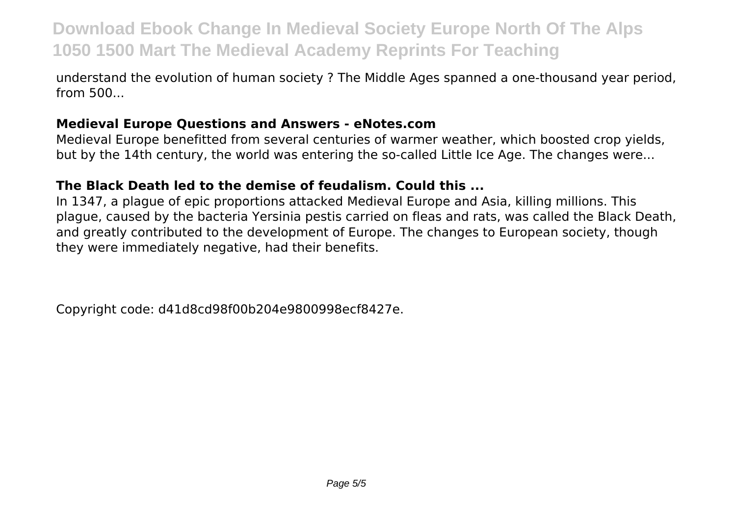understand the evolution of human society ? The Middle Ages spanned a one-thousand year period, from 500...

**Medieval Europe Questions and Answers - eNotes.com**

Medieval Europe benefitted from several centuries of warmer weather, which boosted crop yields, but by the 14th century, the world was entering the so-called Little Ice Age. The changes were...

**The Black Death led to the demise of feudalism. Could this ...**

In 1347, a plague of epic proportions attacked Medieval Europe and Asia, killing millions. This plague, caused by the bacteria Yersinia pestis carried on fleas and rats, was called the Black Death, and greatly contributed to the development of Europe. The changes to European society, though they were immediately negative, had their benefits.

Copyright code: d41d8cd98f00b204e9800998ecf8427e.